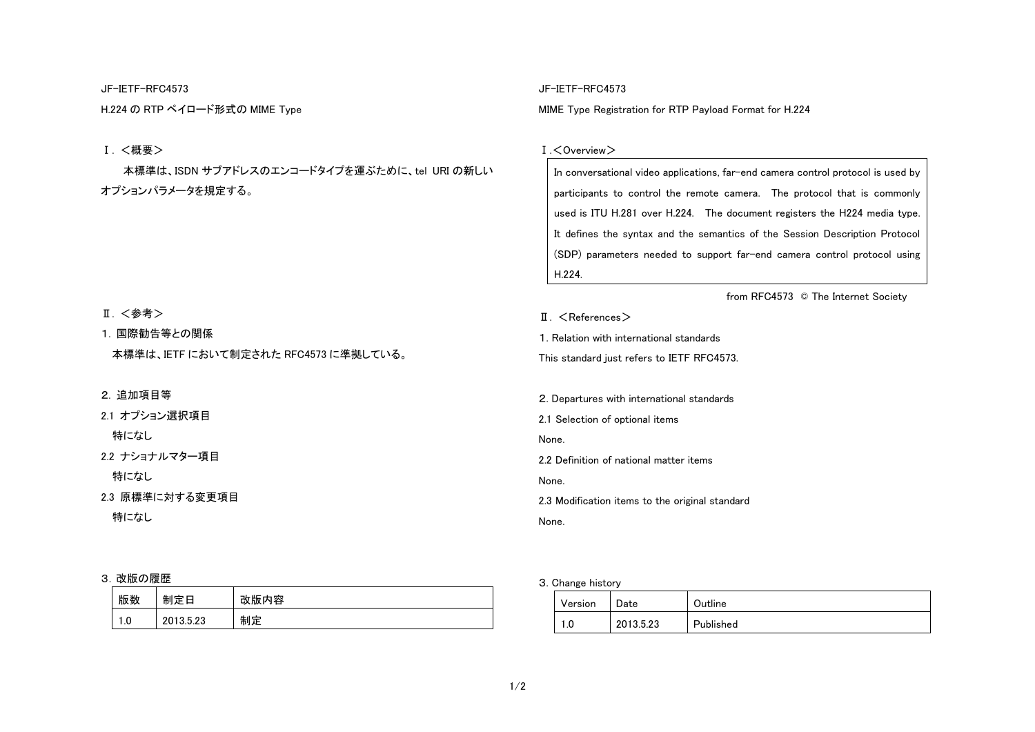JF-IETF-RFC4573

# H.224 の RTP ペイロード形式の MIME Type

## Ⅰ. <概要>

本標準は、ISDN サブアドレスのエンコードタイプを運ぶために、tel URI の新しいオプションパラメータを規定する。

## Ⅱ. <参考>

### 1. 国際勧告等との関係

本標準は、IETF において制定された RFC4573 に準拠している。

### 2. 追加項目等

#### 2.1 オプション選択項目

特になし

#### 2.2 ナショナルマター項目

特になし

#### 2.3 原標準に対する変更項目

特になし

### 3. 改版の履歴

| 版数 | 制定日 | 改版内容 |
|---|---|---|
| 1.0 | 2013.5.23 | 制定 |

JF-IETF-RFC4573

# MIME Type Registration for RTP Payload Format for H.224

## Ⅰ.<Overview>

In conversational video applications, far-end camera control protocol is used by participants to control the remote camera. The protocol that is commonly used is ITU H.281 over H.224. The document registers the H224 media type. It defines the syntax and the semantics of the Session Description Protocol (SDP) parameters needed to support far-end camera control protocol using H.224.

from RFC4573 © The Internet Society

## Ⅱ. <References>

### 1. Relation with international standards

This standard just refers to IETF RFC4573.

### 2. Departures with international standards

#### 2.1 Selection of optional items

None.

#### 2.2 Definition of national matter items

None.

#### 2.3 Modification items to the original standard

None.

### 3. Change history

| Version | Date | Outline |
|---|---|---|
| 1.0 | 2013.5.23 | Published |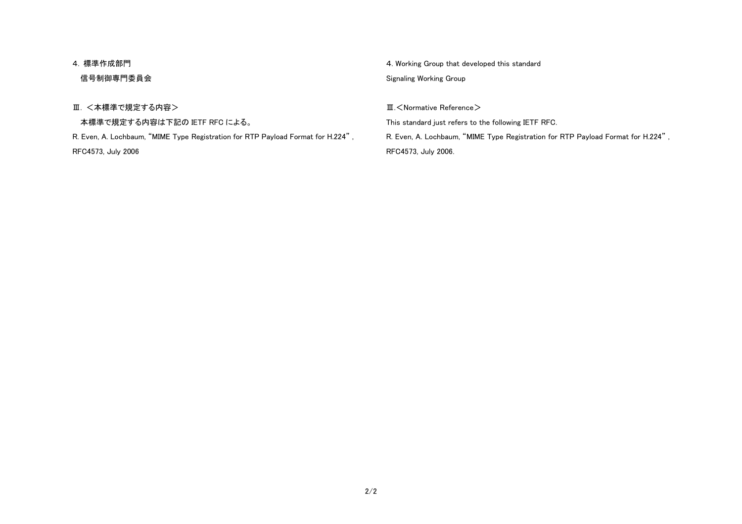4. 標準作成部門

信号制御専門委員会

Ⅲ. ＜本標準で規定する内容＞

本標準で規定する内容は下記の IETF RFC による。

R. Even, A. Lochbaum, "MIME Type Registration for RTP Payload Format for H.224",
RFC4573, July 2006

4. Working Group that developed this standard

Signaling Working Group

Ⅲ.＜Normative Reference＞

This standard just refers to the following IETF RFC.

R. Even, A. Lochbaum, "MIME Type Registration for RTP Payload Format for H.224",
RFC4573, July 2006.